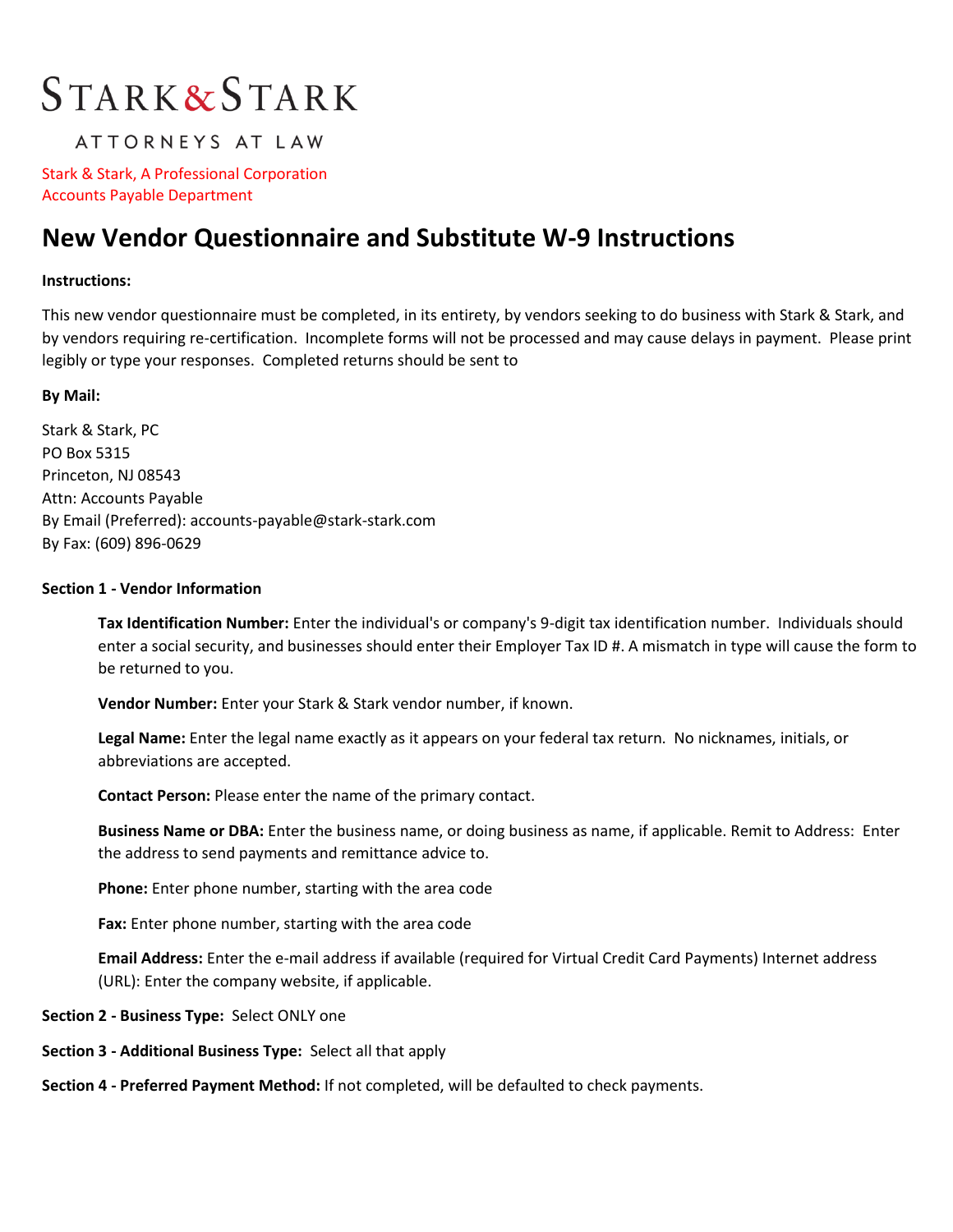# STARK & STARK

ATTORNEYS AT LAW

Stark & Stark, A Professional Corporation
Accounts Payable Department

## New Vendor Questionnaire and Substitute W-9 Instructions

**Instructions:**

This new vendor questionnaire must be completed, in its entirety, by vendors seeking to do business with Stark & Stark, and by vendors requiring re-certification. Incomplete forms will not be processed and may cause delays in payment. Please print legibly or type your responses. Completed returns should be sent to

**By Mail:**

Stark & Stark, PC
PO Box 5315
Princeton, NJ 08543
Attn: Accounts Payable
By Email (Preferred): accounts-payable@stark-stark.com
By Fax: (609) 896-0629

**Section 1 - Vendor Information**

**Tax Identification Number:** Enter the individual's or company's 9-digit tax identification number. Individuals should enter a social security, and businesses should enter their Employer Tax ID #. A mismatch in type will cause the form to be returned to you.

**Vendor Number:** Enter your Stark & Stark vendor number, if known.

**Legal Name:** Enter the legal name exactly as it appears on your federal tax return. No nicknames, initials, or abbreviations are accepted.

**Contact Person:** Please enter the name of the primary contact.

**Business Name or DBA:** Enter the business name, or doing business as name, if applicable. Remit to Address: Enter the address to send payments and remittance advice to.

**Phone:** Enter phone number, starting with the area code

**Fax:** Enter phone number, starting with the area code

**Email Address:** Enter the e-mail address if available (required for Virtual Credit Card Payments) Internet address (URL): Enter the company website, if applicable.

**Section 2 - Business Type:** Select ONLY one

**Section 3 - Additional Business Type:** Select all that apply

**Section 4 - Preferred Payment Method:** If not completed, will be defaulted to check payments.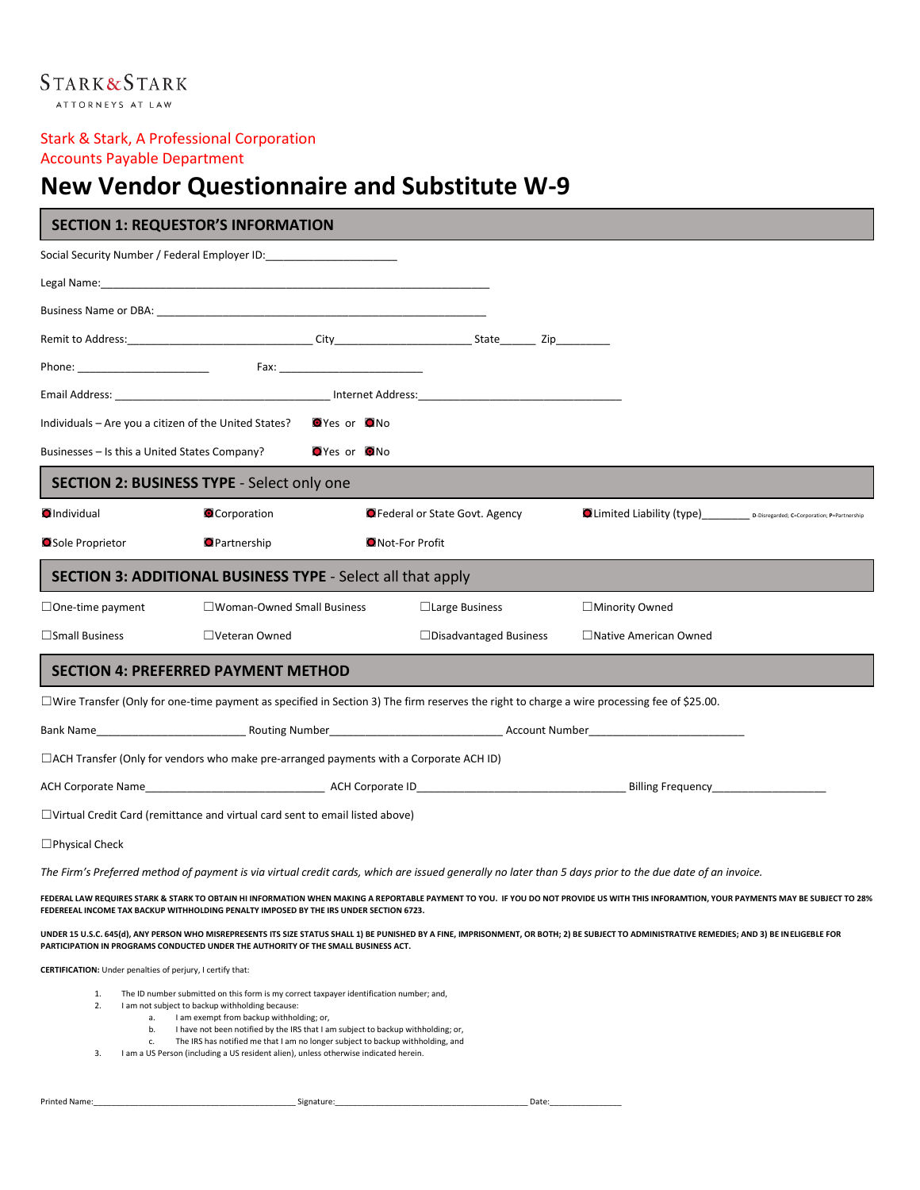STARK & STARK
ATTORNEYS AT LAW

Stark & Stark, A Professional Corporation
Accounts Payable Department

# New Vendor Questionnaire and Substitute W-9

## SECTION 1: REQUESTOR'S INFORMATION

Social Security Number / Federal Employer ID:______________________

Legal Name:_________________________________________________________________

Business Name or DBA: ___________________________________________________________

Remit to Address:______________________________ City______________________ State______ Zip_________

Phone: ______________________ Fax: _________________________

Email Address: ____________________________________ Internet Address:__________________________________

Individuals – Are you a citizen of the United States? ◉Yes or ◉No

Businesses – Is this a United States Company? ◉Yes or ◉No

## SECTION 2: BUSINESS TYPE - Select only one

| | | | |
|---|---|---|---|
| ◉Individual | ◉Corporation | ◉Federal or State Govt. Agency | ◉Limited Liability (type)________ D-Disregarded; C=Corporation; P=Partnership |
| ◉Sole Proprietor | ◉Partnership | ◉Not-For Profit | |

## SECTION 3: ADDITIONAL BUSINESS TYPE - Select all that apply

| | | | |
|---|---|---|---|
| ☐One-time payment | ☐Woman-Owned Small Business | ☐Large Business | ☐Minority Owned |
| ☐Small Business | ☐Veteran Owned | ☐Disadvantaged Business | ☐Native American Owned |

## SECTION 4: PREFERRED PAYMENT METHOD

☐Wire Transfer (Only for one-time payment as specified in Section 3) The firm reserves the right to charge a wire processing fee of $25.00.

Bank Name_________________________ Routing Number____________________________ Account Number__________________________

☐ACH Transfer (Only for vendors who make pre-arranged payments with a Corporate ACH ID)

ACH Corporate Name_____________________________ ACH Corporate ID___________________________________ Billing Frequency___________________

☐Virtual Credit Card (remittance and virtual card sent to email listed above)

☐Physical Check

*The Firm's Preferred method of payment is via virtual credit cards, which are issued generally no later than 5 days prior to the due date of an invoice.*

**FEDERAL LAW REQUIRES STARK & STARK TO OBTAIN HI INFORMATION WHEN MAKING A REPORTABLE PAYMENT TO YOU. IF YOU DO NOT PROVIDE US WITH THIS INFORAMTION, YOUR PAYMENTS MAY BE SUBJECT TO 28% FEDEREEAL INCOME TAX BACKUP WITHHOLDING PENALTY IMPOSED BY THE IRS UNDER SECTION 6723.**

**UNDER 15 U.S.C. 645(d), ANY PERSON WHO MISREPRESENTS ITS SIZE STATUS SHALL 1) BE PUNISHED BY A FINE, IMPRISONMENT, OR BOTH; 2) BE SUBJECT TO ADMINISTRATIVE REMEDIES; AND 3) BE INELIGEBLE FOR PARTICIPATION IN PROGRAMS CONDUCTED UNDER THE AUTHORITY OF THE SMALL BUSINESS ACT.**

**CERTIFICATION:** Under penalties of perjury, I certify that:

1. The ID number submitted on this form is my correct taxpayer identification number; and,
2. I am not subject to backup withholding because:
   a. I am exempt from backup withholding; or,
   b. I have not been notified by the IRS that I am subject to backup withholding; or,
   c. The IRS has notified me that I am no longer subject to backup withholding, and
3. I am a US Person (including a US resident alien), unless otherwise indicated herein.

Printed Name:___________________________________________ Signature:_________________________________________ Date:________________